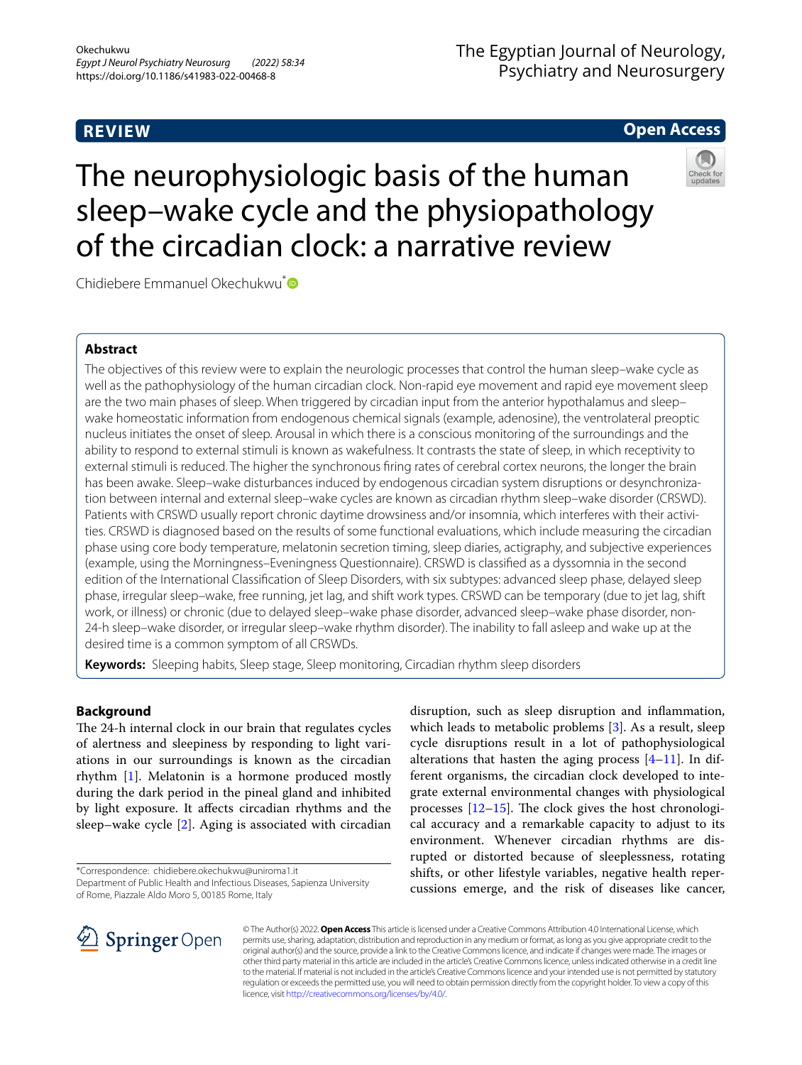REVIEW

Open Access

# The neurophysiologic basis of the human sleep–wake cycle and the physiopathology of the circadian clock: a narrative review

Chidiebere Emmanuel Okechukwu*

## Abstract

The objectives of this review were to explain the neurologic processes that control the human sleep–wake cycle as well as the pathophysiology of the human circadian clock. Non-rapid eye movement and rapid eye movement sleep are the two main phases of sleep. When triggered by circadian input from the anterior hypothalamus and sleep–wake homeostatic information from endogenous chemical signals (example, adenosine), the ventrolateral preoptic nucleus initiates the onset of sleep. Arousal in which there is a conscious monitoring of the surroundings and the ability to respond to external stimuli is known as wakefulness. It contrasts the state of sleep, in which receptivity to external stimuli is reduced. The higher the synchronous firing rates of cerebral cortex neurons, the longer the brain has been awake. Sleep–wake disturbances induced by endogenous circadian system disruptions or desynchronization between internal and external sleep–wake cycles are known as circadian rhythm sleep–wake disorder (CRSWD). Patients with CRSWD usually report chronic daytime drowsiness and/or insomnia, which interferes with their activities. CRSWD is diagnosed based on the results of some functional evaluations, which include measuring the circadian phase using core body temperature, melatonin secretion timing, sleep diaries, actigraphy, and subjective experiences (example, using the Morningness–Eveningness Questionnaire). CRSWD is classified as a dyssomnia in the second edition of the International Classification of Sleep Disorders, with six subtypes: advanced sleep phase, delayed sleep phase, irregular sleep–wake, free running, jet lag, and shift work types. CRSWD can be temporary (due to jet lag, shift work, or illness) or chronic (due to delayed sleep–wake phase disorder, advanced sleep–wake phase disorder, non-24-h sleep–wake disorder, or irregular sleep–wake rhythm disorder). The inability to fall asleep and wake up at the desired time is a common symptom of all CRSWDs.

**Keywords:** Sleeping habits, Sleep stage, Sleep monitoring, Circadian rhythm sleep disorders

## Background

The 24-h internal clock in our brain that regulates cycles of alertness and sleepiness by responding to light variations in our surroundings is known as the circadian rhythm [1]. Melatonin is a hormone produced mostly during the dark period in the pineal gland and inhibited by light exposure. It affects circadian rhythms and the sleep–wake cycle [2]. Aging is associated with circadian disruption, such as sleep disruption and inflammation, which leads to metabolic problems [3]. As a result, sleep cycle disruptions result in a lot of pathophysiological alterations that hasten the aging process [4–11]. In different organisms, the circadian clock developed to integrate external environmental changes with physiological processes [12–15]. The clock gives the host chronological accuracy and a remarkable capacity to adjust to its environment. Whenever circadian rhythms are disrupted or distorted because of sleeplessness, rotating shifts, or other lifestyle variables, negative health repercussions emerge, and the risk of diseases like cancer,

*Correspondence: chidiebere.okechukwu@uniroma1.it
Department of Public Health and Infectious Diseases, Sapienza University of Rome, Piazzale Aldo Moro 5, 00185 Rome, Italy

© The Author(s) 2022. **Open Access** This article is licensed under a Creative Commons Attribution 4.0 International License, which permits use, sharing, adaptation, distribution and reproduction in any medium or format, as long as you give appropriate credit to the original author(s) and the source, provide a link to the Creative Commons licence, and indicate if changes were made. The images or other third party material in this article are included in the article's Creative Commons licence, unless indicated otherwise in a credit line to the material. If material is not included in the article's Creative Commons licence and your intended use is not permitted by statutory regulation or exceeds the permitted use, you will need to obtain permission directly from the copyright holder. To view a copy of this licence, visit http://creativecommons.org/licenses/by/4.0/.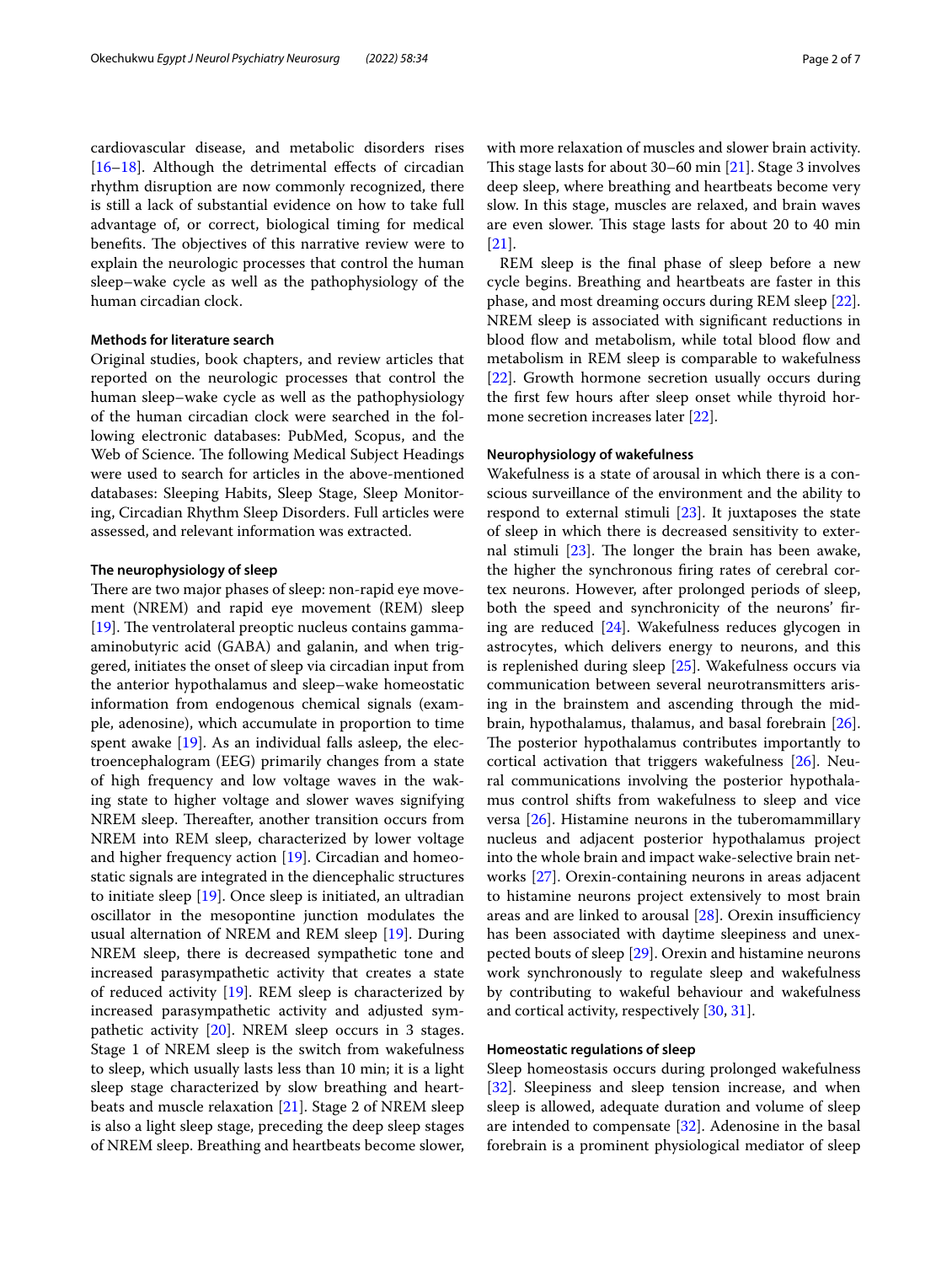cardiovascular disease, and metabolic disorders rises [16–18]. Although the detrimental effects of circadian rhythm disruption are now commonly recognized, there is still a lack of substantial evidence on how to take full advantage of, or correct, biological timing for medical benefits. The objectives of this narrative review were to explain the neurologic processes that control the human sleep–wake cycle as well as the pathophysiology of the human circadian clock.

### Methods for literature search

Original studies, book chapters, and review articles that reported on the neurologic processes that control the human sleep–wake cycle as well as the pathophysiology of the human circadian clock were searched in the following electronic databases: PubMed, Scopus, and the Web of Science. The following Medical Subject Headings were used to search for articles in the above-mentioned databases: Sleeping Habits, Sleep Stage, Sleep Monitoring, Circadian Rhythm Sleep Disorders. Full articles were assessed, and relevant information was extracted.

### The neurophysiology of sleep

There are two major phases of sleep: non-rapid eye movement (NREM) and rapid eye movement (REM) sleep [19]. The ventrolateral preoptic nucleus contains gamma-aminobutyric acid (GABA) and galanin, and when triggered, initiates the onset of sleep via circadian input from the anterior hypothalamus and sleep–wake homeostatic information from endogenous chemical signals (example, adenosine), which accumulate in proportion to time spent awake [19]. As an individual falls asleep, the electroencephalogram (EEG) primarily changes from a state of high frequency and low voltage waves in the waking state to higher voltage and slower waves signifying NREM sleep. Thereafter, another transition occurs from NREM into REM sleep, characterized by lower voltage and higher frequency action [19]. Circadian and homeostatic signals are integrated in the diencephalic structures to initiate sleep [19]. Once sleep is initiated, an ultradian oscillator in the mesopontine junction modulates the usual alternation of NREM and REM sleep [19]. During NREM sleep, there is decreased sympathetic tone and increased parasympathetic activity that creates a state of reduced activity [19]. REM sleep is characterized by increased parasympathetic activity and adjusted sympathetic activity [20]. NREM sleep occurs in 3 stages. Stage 1 of NREM sleep is the switch from wakefulness to sleep, which usually lasts less than 10 min; it is a light sleep stage characterized by slow breathing and heartbeats and muscle relaxation [21]. Stage 2 of NREM sleep is also a light sleep stage, preceding the deep sleep stages of NREM sleep. Breathing and heartbeats become slower, with more relaxation of muscles and slower brain activity. This stage lasts for about 30–60 min [21]. Stage 3 involves deep sleep, where breathing and heartbeats become very slow. In this stage, muscles are relaxed, and brain waves are even slower. This stage lasts for about 20 to 40 min [21].

REM sleep is the final phase of sleep before a new cycle begins. Breathing and heartbeats are faster in this phase, and most dreaming occurs during REM sleep [22]. NREM sleep is associated with significant reductions in blood flow and metabolism, while total blood flow and metabolism in REM sleep is comparable to wakefulness [22]. Growth hormone secretion usually occurs during the first few hours after sleep onset while thyroid hormone secretion increases later [22].

### Neurophysiology of wakefulness

Wakefulness is a state of arousal in which there is a conscious surveillance of the environment and the ability to respond to external stimuli [23]. It juxtaposes the state of sleep in which there is decreased sensitivity to external stimuli [23]. The longer the brain has been awake, the higher the synchronous firing rates of cerebral cortex neurons. However, after prolonged periods of sleep, both the speed and synchronicity of the neurons' firing are reduced [24]. Wakefulness reduces glycogen in astrocytes, which delivers energy to neurons, and this is replenished during sleep [25]. Wakefulness occurs via communication between several neurotransmitters arising in the brainstem and ascending through the midbrain, hypothalamus, thalamus, and basal forebrain [26]. The posterior hypothalamus contributes importantly to cortical activation that triggers wakefulness [26]. Neural communications involving the posterior hypothalamus control shifts from wakefulness to sleep and vice versa [26]. Histamine neurons in the tuberomammillary nucleus and adjacent posterior hypothalamus project into the whole brain and impact wake-selective brain networks [27]. Orexin-containing neurons in areas adjacent to histamine neurons project extensively to most brain areas and are linked to arousal [28]. Orexin insufficiency has been associated with daytime sleepiness and unexpected bouts of sleep [29]. Orexin and histamine neurons work synchronously to regulate sleep and wakefulness by contributing to wakeful behaviour and wakefulness and cortical activity, respectively [30, 31].

### Homeostatic regulations of sleep

Sleep homeostasis occurs during prolonged wakefulness [32]. Sleepiness and sleep tension increase, and when sleep is allowed, adequate duration and volume of sleep are intended to compensate [32]. Adenosine in the basal forebrain is a prominent physiological mediator of sleep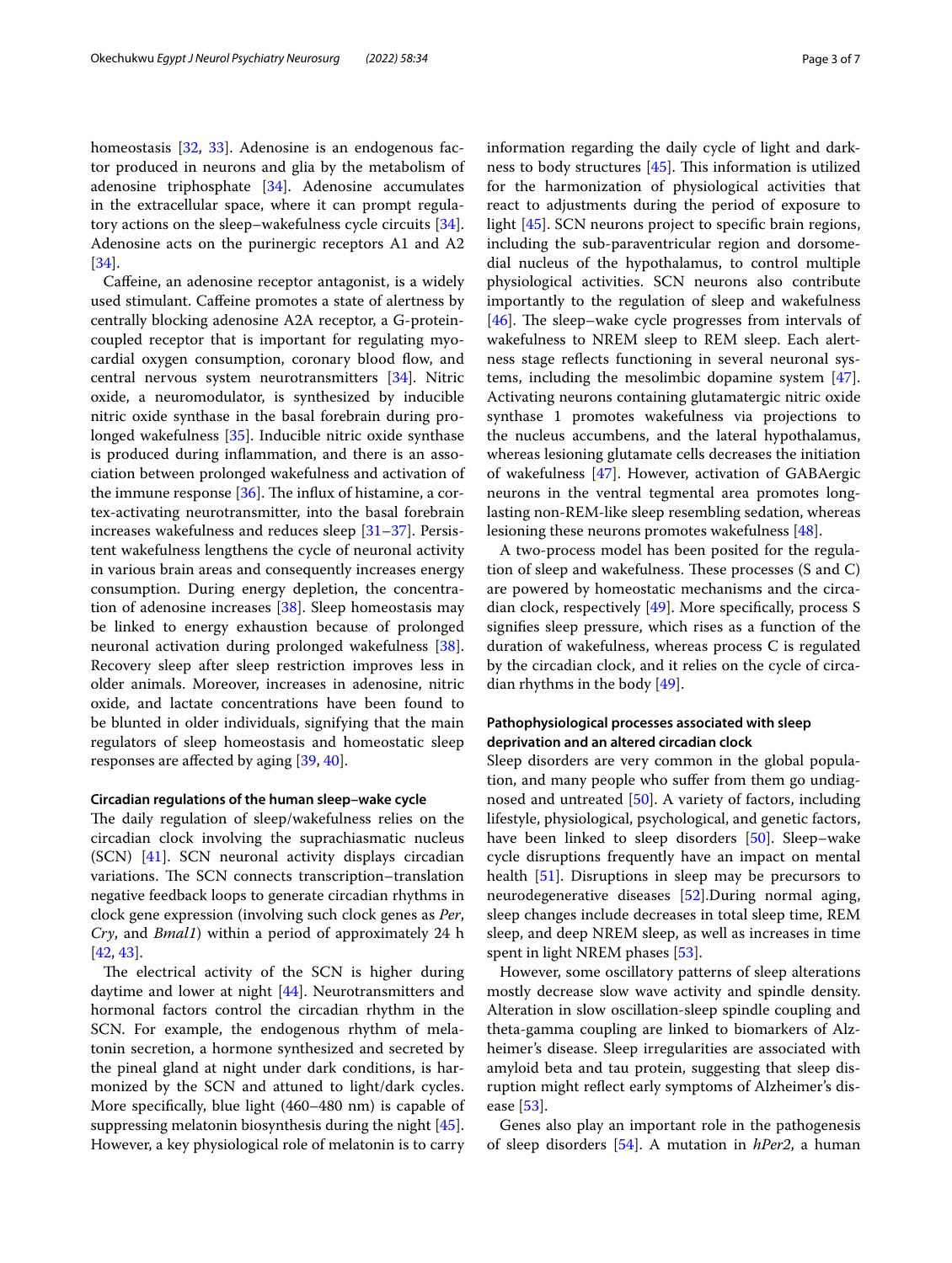homeostasis [32, 33]. Adenosine is an endogenous factor produced in neurons and glia by the metabolism of adenosine triphosphate [34]. Adenosine accumulates in the extracellular space, where it can prompt regulatory actions on the sleep–wakefulness cycle circuits [34]. Adenosine acts on the purinergic receptors A1 and A2 [34].

Caffeine, an adenosine receptor antagonist, is a widely used stimulant. Caffeine promotes a state of alertness by centrally blocking adenosine A2A receptor, a G-protein-coupled receptor that is important for regulating myocardial oxygen consumption, coronary blood flow, and central nervous system neurotransmitters [34]. Nitric oxide, a neuromodulator, is synthesized by inducible nitric oxide synthase in the basal forebrain during prolonged wakefulness [35]. Inducible nitric oxide synthase is produced during inflammation, and there is an association between prolonged wakefulness and activation of the immune response [36]. The influx of histamine, a cortex-activating neurotransmitter, into the basal forebrain increases wakefulness and reduces sleep [31–37]. Persistent wakefulness lengthens the cycle of neuronal activity in various brain areas and consequently increases energy consumption. During energy depletion, the concentration of adenosine increases [38]. Sleep homeostasis may be linked to energy exhaustion because of prolonged neuronal activation during prolonged wakefulness [38]. Recovery sleep after sleep restriction improves less in older animals. Moreover, increases in adenosine, nitric oxide, and lactate concentrations have been found to be blunted in older individuals, signifying that the main regulators of sleep homeostasis and homeostatic sleep responses are affected by aging [39, 40].

#### Circadian regulations of the human sleep–wake cycle

The daily regulation of sleep/wakefulness relies on the circadian clock involving the suprachiasmatic nucleus (SCN) [41]. SCN neuronal activity displays circadian variations. The SCN connects transcription–translation negative feedback loops to generate circadian rhythms in clock gene expression (involving such clock genes as *Per*, *Cry*, and *Bmal1*) within a period of approximately 24 h [42, 43].

The electrical activity of the SCN is higher during daytime and lower at night [44]. Neurotransmitters and hormonal factors control the circadian rhythm in the SCN. For example, the endogenous rhythm of melatonin secretion, a hormone synthesized and secreted by the pineal gland at night under dark conditions, is harmonized by the SCN and attuned to light/dark cycles. More specifically, blue light (460–480 nm) is capable of suppressing melatonin biosynthesis during the night [45]. However, a key physiological role of melatonin is to carry information regarding the daily cycle of light and darkness to body structures [45]. This information is utilized for the harmonization of physiological activities that react to adjustments during the period of exposure to light [45]. SCN neurons project to specific brain regions, including the sub-paraventricular region and dorsomedial nucleus of the hypothalamus, to control multiple physiological activities. SCN neurons also contribute importantly to the regulation of sleep and wakefulness [46]. The sleep–wake cycle progresses from intervals of wakefulness to NREM sleep to REM sleep. Each alertness stage reflects functioning in several neuronal systems, including the mesolimbic dopamine system [47]. Activating neurons containing glutamatergic nitric oxide synthase 1 promotes wakefulness via projections to the nucleus accumbens, and the lateral hypothalamus, whereas lesioning glutamate cells decreases the initiation of wakefulness [47]. However, activation of GABAergic neurons in the ventral tegmental area promotes long-lasting non-REM-like sleep resembling sedation, whereas lesioning these neurons promotes wakefulness [48].

A two-process model has been posited for the regulation of sleep and wakefulness. These processes (S and C) are powered by homeostatic mechanisms and the circadian clock, respectively [49]. More specifically, process S signifies sleep pressure, which rises as a function of the duration of wakefulness, whereas process C is regulated by the circadian clock, and it relies on the cycle of circadian rhythms in the body [49].

#### Pathophysiological processes associated with sleep deprivation and an altered circadian clock

Sleep disorders are very common in the global population, and many people who suffer from them go undiagnosed and untreated [50]. A variety of factors, including lifestyle, physiological, psychological, and genetic factors, have been linked to sleep disorders [50]. Sleep–wake cycle disruptions frequently have an impact on mental health [51]. Disruptions in sleep may be precursors to neurodegenerative diseases [52].During normal aging, sleep changes include decreases in total sleep time, REM sleep, and deep NREM sleep, as well as increases in time spent in light NREM phases [53].

However, some oscillatory patterns of sleep alterations mostly decrease slow wave activity and spindle density. Alteration in slow oscillation-sleep spindle coupling and theta-gamma coupling are linked to biomarkers of Alzheimer's disease. Sleep irregularities are associated with amyloid beta and tau protein, suggesting that sleep disruption might reflect early symptoms of Alzheimer's disease [53].

Genes also play an important role in the pathogenesis of sleep disorders [54]. A mutation in *hPer2*, a human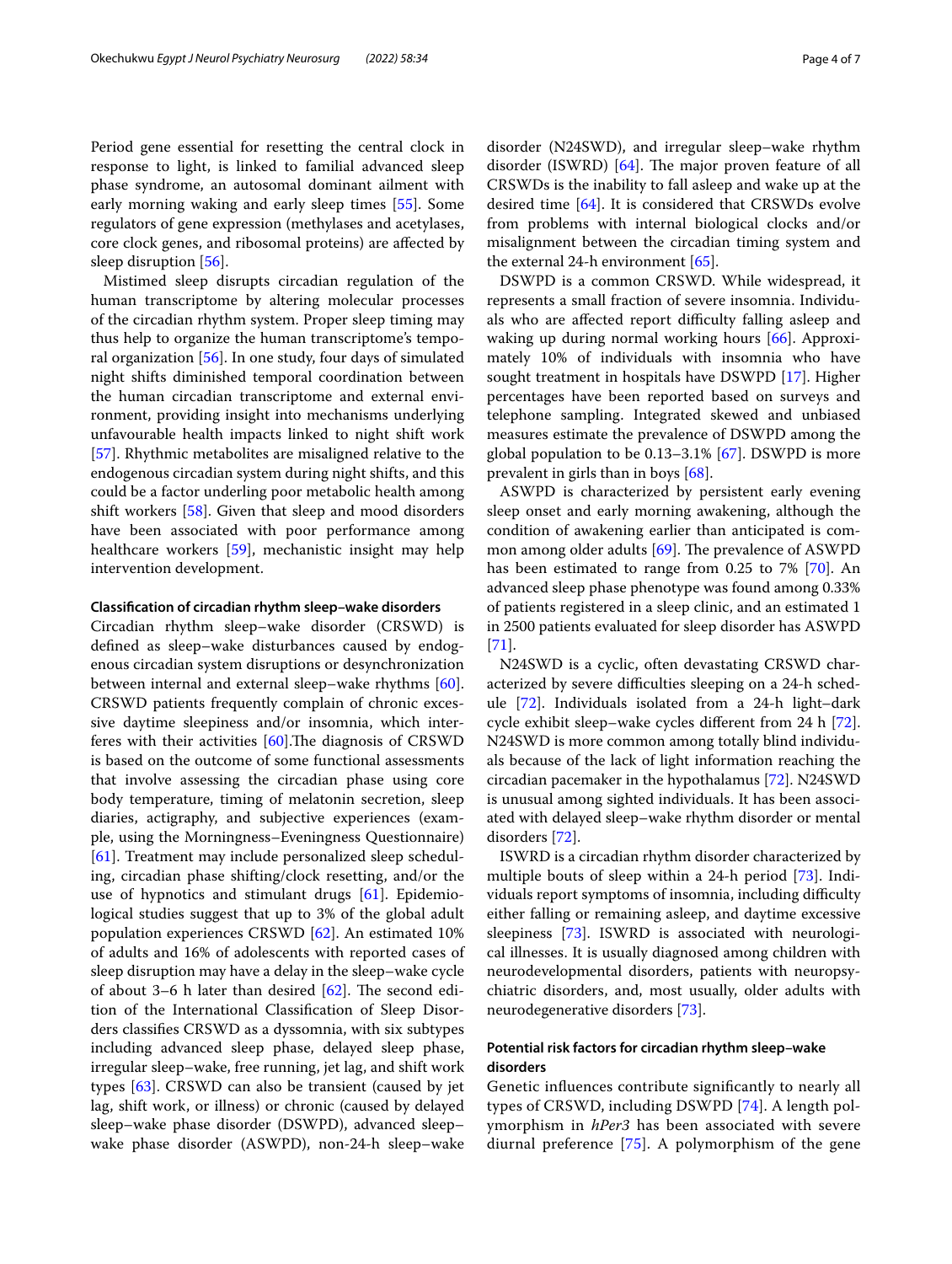Period gene essential for resetting the central clock in response to light, is linked to familial advanced sleep phase syndrome, an autosomal dominant ailment with early morning waking and early sleep times [55]. Some regulators of gene expression (methylases and acetylases, core clock genes, and ribosomal proteins) are affected by sleep disruption [56].

Mistimed sleep disrupts circadian regulation of the human transcriptome by altering molecular processes of the circadian rhythm system. Proper sleep timing may thus help to organize the human transcriptome's temporal organization [56]. In one study, four days of simulated night shifts diminished temporal coordination between the human circadian transcriptome and external environment, providing insight into mechanisms underlying unfavourable health impacts linked to night shift work [57]. Rhythmic metabolites are misaligned relative to the endogenous circadian system during night shifts, and this could be a factor underling poor metabolic health among shift workers [58]. Given that sleep and mood disorders have been associated with poor performance among healthcare workers [59], mechanistic insight may help intervention development.

#### Classification of circadian rhythm sleep–wake disorders

Circadian rhythm sleep–wake disorder (CRSWD) is defined as sleep–wake disturbances caused by endogenous circadian system disruptions or desynchronization between internal and external sleep–wake rhythms [60]. CRSWD patients frequently complain of chronic excessive daytime sleepiness and/or insomnia, which interferes with their activities [60].The diagnosis of CRSWD is based on the outcome of some functional assessments that involve assessing the circadian phase using core body temperature, timing of melatonin secretion, sleep diaries, actigraphy, and subjective experiences (example, using the Morningness–Eveningness Questionnaire) [61]. Treatment may include personalized sleep scheduling, circadian phase shifting/clock resetting, and/or the use of hypnotics and stimulant drugs [61]. Epidemiological studies suggest that up to 3% of the global adult population experiences CRSWD [62]. An estimated 10% of adults and 16% of adolescents with reported cases of sleep disruption may have a delay in the sleep–wake cycle of about 3–6 h later than desired [62]. The second edition of the International Classification of Sleep Disorders classifies CRSWD as a dyssomnia, with six subtypes including advanced sleep phase, delayed sleep phase, irregular sleep–wake, free running, jet lag, and shift work types [63]. CRSWD can also be transient (caused by jet lag, shift work, or illness) or chronic (caused by delayed sleep–wake phase disorder (DSWPD), advanced sleep–wake phase disorder (ASWPD), non-24-h sleep–wake disorder (N24SWD), and irregular sleep–wake rhythm disorder (ISWRD) [64]. The major proven feature of all CRSWDs is the inability to fall asleep and wake up at the desired time [64]. It is considered that CRSWDs evolve from problems with internal biological clocks and/or misalignment between the circadian timing system and the external 24-h environment [65].

DSWPD is a common CRSWD. While widespread, it represents a small fraction of severe insomnia. Individuals who are affected report difficulty falling asleep and waking up during normal working hours [66]. Approximately 10% of individuals with insomnia who have sought treatment in hospitals have DSWPD [17]. Higher percentages have been reported based on surveys and telephone sampling. Integrated skewed and unbiased measures estimate the prevalence of DSWPD among the global population to be 0.13–3.1% [67]. DSWPD is more prevalent in girls than in boys [68].

ASWPD is characterized by persistent early evening sleep onset and early morning awakening, although the condition of awakening earlier than anticipated is common among older adults [69]. The prevalence of ASWPD has been estimated to range from 0.25 to 7% [70]. An advanced sleep phase phenotype was found among 0.33% of patients registered in a sleep clinic, and an estimated 1 in 2500 patients evaluated for sleep disorder has ASWPD [71].

N24SWD is a cyclic, often devastating CRSWD characterized by severe difficulties sleeping on a 24-h schedule [72]. Individuals isolated from a 24-h light–dark cycle exhibit sleep–wake cycles different from 24 h [72]. N24SWD is more common among totally blind individuals because of the lack of light information reaching the circadian pacemaker in the hypothalamus [72]. N24SWD is unusual among sighted individuals. It has been associated with delayed sleep–wake rhythm disorder or mental disorders [72].

ISWRD is a circadian rhythm disorder characterized by multiple bouts of sleep within a 24-h period [73]. Individuals report symptoms of insomnia, including difficulty either falling or remaining asleep, and daytime excessive sleepiness [73]. ISWRD is associated with neurological illnesses. It is usually diagnosed among children with neurodevelopmental disorders, patients with neuropsychiatric disorders, and, most usually, older adults with neurodegenerative disorders [73].

#### Potential risk factors for circadian rhythm sleep–wake disorders

Genetic influences contribute significantly to nearly all types of CRSWD, including DSWPD [74]. A length polymorphism in *hPer3* has been associated with severe diurnal preference [75]. A polymorphism of the gene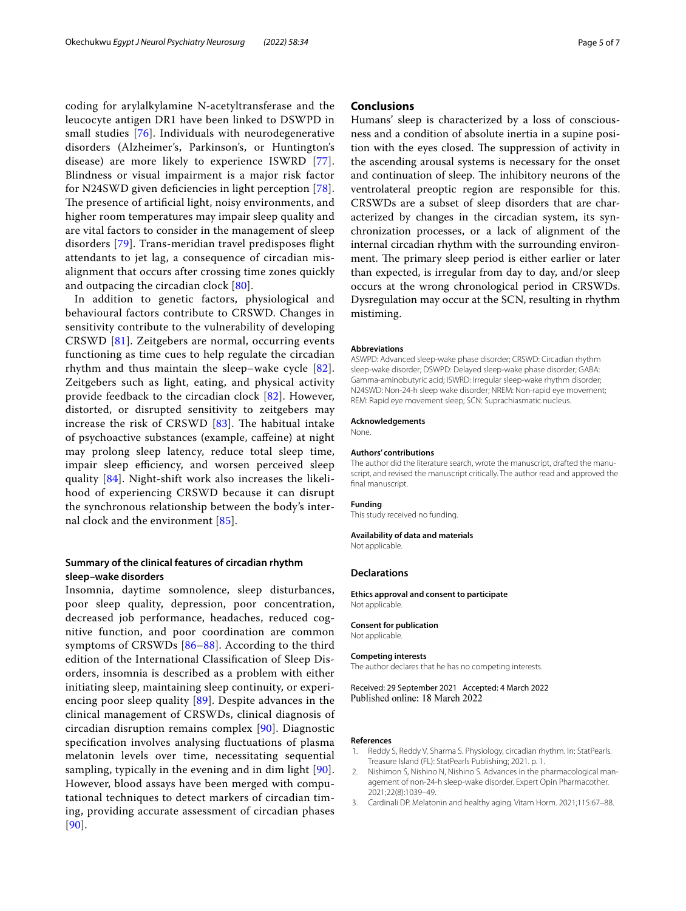coding for arylalkylamine N-acetyltransferase and the leucocyte antigen DR1 have been linked to DSWPD in small studies [76]. Individuals with neurodegenerative disorders (Alzheimer's, Parkinson's, or Huntington's disease) are more likely to experience ISWRD [77]. Blindness or visual impairment is a major risk factor for N24SWD given deficiencies in light perception [78]. The presence of artificial light, noisy environments, and higher room temperatures may impair sleep quality and are vital factors to consider in the management of sleep disorders [79]. Trans-meridian travel predisposes flight attendants to jet lag, a consequence of circadian misalignment that occurs after crossing time zones quickly and outpacing the circadian clock [80].

In addition to genetic factors, physiological and behavioural factors contribute to CRSWD. Changes in sensitivity contribute to the vulnerability of developing CRSWD [81]. Zeitgebers are normal, occurring events functioning as time cues to help regulate the circadian rhythm and thus maintain the sleep–wake cycle [82]. Zeitgebers such as light, eating, and physical activity provide feedback to the circadian clock [82]. However, distorted, or disrupted sensitivity to zeitgebers may increase the risk of CRSWD [83]. The habitual intake of psychoactive substances (example, caffeine) at night may prolong sleep latency, reduce total sleep time, impair sleep efficiency, and worsen perceived sleep quality [84]. Night-shift work also increases the likelihood of experiencing CRSWD because it can disrupt the synchronous relationship between the body's internal clock and the environment [85].

## Summary of the clinical features of circadian rhythm sleep–wake disorders

Insomnia, daytime somnolence, sleep disturbances, poor sleep quality, depression, poor concentration, decreased job performance, headaches, reduced cognitive function, and poor coordination are common symptoms of CRSWDs [86–88]. According to the third edition of the International Classification of Sleep Disorders, insomnia is described as a problem with either initiating sleep, maintaining sleep continuity, or experiencing poor sleep quality [89]. Despite advances in the clinical management of CRSWDs, clinical diagnosis of circadian disruption remains complex [90]. Diagnostic specification involves analysing fluctuations of plasma melatonin levels over time, necessitating sequential sampling, typically in the evening and in dim light [90]. However, blood assays have been merged with computational techniques to detect markers of circadian timing, providing accurate assessment of circadian phases [90].

## Conclusions

Humans' sleep is characterized by a loss of consciousness and a condition of absolute inertia in a supine position with the eyes closed. The suppression of activity in the ascending arousal systems is necessary for the onset and continuation of sleep. The inhibitory neurons of the ventrolateral preoptic region are responsible for this. CRSWDs are a subset of sleep disorders that are characterized by changes in the circadian system, its synchronization processes, or a lack of alignment of the internal circadian rhythm with the surrounding environment. The primary sleep period is either earlier or later than expected, is irregular from day to day, and/or sleep occurs at the wrong chronological period in CRSWDs. Dysregulation may occur at the SCN, resulting in rhythm mistiming.

#### Abbreviations

ASWPD: Advanced sleep-wake phase disorder; CRSWD: Circadian rhythm sleep-wake disorder; DSWPD: Delayed sleep-wake phase disorder; GABA: Gamma-aminobutyric acid; ISWRD: Irregular sleep-wake rhythm disorder; N24SWD: Non-24-h sleep wake disorder; NREM: Non-rapid eye movement; REM: Rapid eye movement sleep; SCN: Suprachiasmatic nucleus.

#### Acknowledgements

None.

#### Authors' contributions

The author did the literature search, wrote the manuscript, drafted the manuscript, and revised the manuscript critically. The author read and approved the final manuscript.

#### Funding

This study received no funding.

#### Availability of data and materials

Not applicable.

### Declarations

#### Ethics approval and consent to participate

Not applicable.

#### Consent for publication

Not applicable.

#### Competing interests

The author declares that he has no competing interests.

Received: 29 September 2021 Accepted: 4 March 2022
Published online: 18 March 2022

#### References

1. Reddy S, Reddy V, Sharma S. Physiology, circadian rhythm. In: StatPearls. Treasure Island (FL): StatPearls Publishing; 2021. p. 1.
2. Nishimon S, Nishino N, Nishino S. Advances in the pharmacological management of non-24-h sleep-wake disorder. Expert Opin Pharmacother. 2021;22(8):1039–49.
3. Cardinali DP. Melatonin and healthy aging. Vitam Horm. 2021;115:67–88.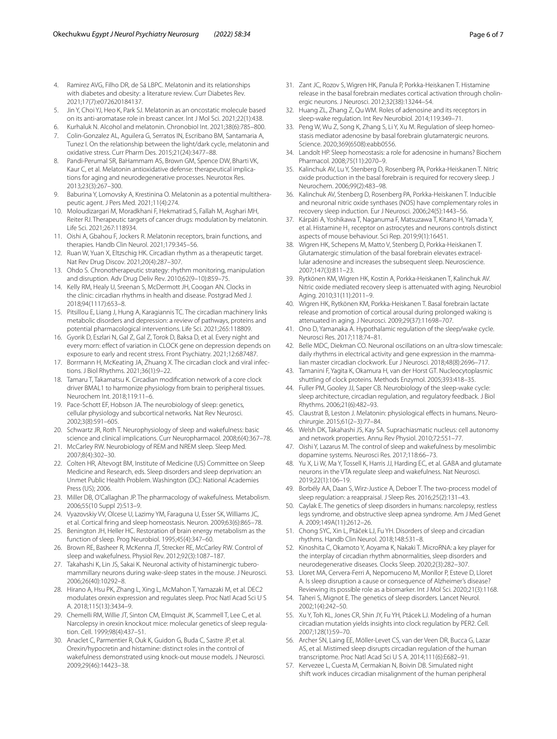4. Ramirez AVG, Filho DR, de Sá LBPC. Melatonin and its relationships with diabetes and obesity: a literature review. Curr Diabetes Rev. 2021;17(7):e072620184137.
5. Jin Y, Choi YJ, Heo K, Park SJ. Melatonin as an oncostatic molecule based on its anti-aromatase role in breast cancer. Int J Mol Sci. 2021;22(1):438.
6. Kurhaluk N. Alcohol and melatonin. Chronobiol Int. 2021;38(6):785–800.
7. Colin-Gonzalez AL, Aguilera G, Serratos IN, Escribano BM, Santamaria A, Tunez I. On the relationship between the light/dark cycle, melatonin and oxidative stress. Curr Pharm Des. 2015;21(24):3477–88.
8. Pandi-Perumal SR, BaHammam AS, Brown GM, Spence DW, Bharti VK, Kaur C, et al. Melatonin antioxidative defense: therapeutical implications for aging and neurodegenerative processes. Neurotox Res. 2013;23(3):267–300.
9. Baburina Y, Lomovsky A, Krestinina O. Melatonin as a potential multitherapeutic agent. J Pers Med. 2021;11(4):274.
10. Moloudizargari M, Moradkhani F, Hekmatirad S, Fallah M, Asghari MH, Reiter RJ. Therapeutic targets of cancer drugs: modulation by melatonin. Life Sci. 2021;267:118934.
11. Oishi A, Gbahou F, Jockers R. Melatonin receptors, brain functions, and therapies. Handb Clin Neurol. 2021;179:345–56.
12. Ruan W, Yuan X, Eltzschig HK. Circadian rhythm as a therapeutic target. Nat Rev Drug Discov. 2021;20(4):287–307.
13. Ohdo S. Chronotherapeutic strategy: rhythm monitoring, manipulation and disruption. Adv Drug Deliv Rev. 2010;62(9–10):859–75.
14. Kelly RM, Healy U, Sreenan S, McDermott JH, Coogan AN. Clocks in the clinic: circadian rhythms in health and disease. Postgrad Med J. 2018;94(1117):653–8.
15. Pitsillou E, Liang J, Hung A, Karagiannis TC. The circadian machinery links metabolic disorders and depression: a review of pathways, proteins and potential pharmacological interventions. Life Sci. 2021;265:118809.
16. Gyorik D, Eszlari N, Gal Z, Gal Z, Torok D, Baksa D, et al. Every night and every morn: effect of variation in CLOCK gene on depression depends on exposure to early and recent stress. Front Psychiatry. 2021;12:687487.
17. Borrmann H, McKeating JA, Zhuang X. The circadian clock and viral infections. J Biol Rhythms. 2021;36(1):9–22.
18. Tamaru T, Takamatsu K. Circadian modification network of a core clock driver BMAL1 to harmonize physiology from brain to peripheral tissues. Neurochem Int. 2018;119:11–6.
19. Pace-Schott EF, Hobson JA. The neurobiology of sleep: genetics, cellular physiology and subcortical networks. Nat Rev Neurosci. 2002;3(8):591–605.
20. Schwartz JR, Roth T. Neurophysiology of sleep and wakefulness: basic science and clinical implications. Curr Neuropharmacol. 2008;6(4):367–78.
21. McCarley RW. Neurobiology of REM and NREM sleep. Sleep Med. 2007;8(4):302–30.
22. Colten HR, Altevogt BM, Institute of Medicine (US) Committee on Sleep Medicine and Research, eds. Sleep disorders and sleep deprivation: an Unmet Public Health Problem. Washington (DC): National Academies Press (US); 2006.
23. Miller DB, O'Callaghan JP. The pharmacology of wakefulness. Metabolism. 2006;55(10 Suppl 2):S13–9.
24. Vyazovskiy VV, Olcese U, Lazimy YM, Faraguna U, Esser SK, Williams JC, et al. Cortical firing and sleep homeostasis. Neuron. 2009;63(6):865–78.
25. Benington JH, Heller HC. Restoration of brain energy metabolism as the function of sleep. Prog Neurobiol. 1995;45(4):347–60.
26. Brown RE, Basheer R, McKenna JT, Strecker RE, McCarley RW. Control of sleep and wakefulness. Physiol Rev. 2012;92(3):1087–187.
27. Takahashi K, Lin JS, Sakai K. Neuronal activity of histaminergic tuberomammillary neurons during wake-sleep states in the mouse. J Neurosci. 2006;26(40):10292–8.
28. Hirano A, Hsu PK, Zhang L, Xing L, McMahon T, Yamazaki M, et al. DEC2 modulates orexin expression and regulates sleep. Proc Natl Acad Sci U S A. 2018;115(13):3434–9.
29. Chemelli RM, Willie JT, Sinton CM, Elmquist JK, Scammell T, Lee C, et al. Narcolepsy in orexin knockout mice: molecular genetics of sleep regulation. Cell. 1999;98(4):437–51.
30. Anaclet C, Parmentier R, Ouk K, Guidon G, Buda C, Sastre JP, et al. Orexin/hypocretin and histamine: distinct roles in the control of wakefulness demonstrated using knock-out mouse models. J Neurosci. 2009;29(46):14423–38.
31. Zant JC, Rozov S, Wigren HK, Panula P, Porkka-Heiskanen T. Histamine release in the basal forebrain mediates cortical activation through cholinergic neurons. J Neurosci. 2012;32(38):13244–54.
32. Huang ZL, Zhang Z, Qu WM. Roles of adenosine and its receptors in sleep-wake regulation. Int Rev Neurobiol. 2014;119:349–71.
33. Peng W, Wu Z, Song K, Zhang S, Li Y, Xu M. Regulation of sleep homeostasis mediator adenosine by basal forebrain glutamatergic neurons. Science. 2020;369(6508):eabb0556.
34. Landolt HP. Sleep homeostasis: a role for adenosine in humans? Biochem Pharmacol. 2008;75(11):2070–9.
35. Kalinchuk AV, Lu Y, Stenberg D, Rosenberg PA, Porkka-Heiskanen T. Nitric oxide production in the basal forebrain is required for recovery sleep. J Neurochem. 2006;99(2):483–98.
36. Kalinchuk AV, Stenberg D, Rosenberg PA, Porkka-Heiskanen T. Inducible and neuronal nitric oxide synthases (NOS) have complementary roles in recovery sleep induction. Eur J Neurosci. 2006;24(5):1443–56.
37. Kárpáti A, Yoshikawa T, Naganuma F, Matsuzawa T, Kitano H, Yamada Y, et al. Histamine $H_1$ receptor on astrocytes and neurons controls distinct aspects of mouse behaviour. Sci Rep. 2019;9(1):16451.
38. Wigren HK, Schepens M, Matto V, Stenberg D, Porkka-Heiskanen T. Glutamatergic stimulation of the basal forebrain elevates extracellular adenosine and increases the subsequent sleep. Neuroscience. 2007;147(3):811–23.
39. Rytkönen KM, Wigren HK, Kostin A, Porkka-Heiskanen T, Kalinchuk AV. Nitric oxide mediated recovery sleep is attenuated with aging. Neurobiol Aging. 2010;31(11):2011–9.
40. Wigren HK, Rytkönen KM, Porkka-Heiskanen T. Basal forebrain lactate release and promotion of cortical arousal during prolonged waking is attenuated in aging. J Neurosci. 2009;29(37):11698–707.
41. Ono D, Yamanaka A. Hypothalamic regulation of the sleep/wake cycle. Neurosci Res. 2017;118:74–81.
42. Belle MDC, Diekman CO. Neuronal oscillations on an ultra-slow timescale: daily rhythms in electrical activity and gene expression in the mammalian master circadian clockwork. Eur J Neurosci. 2018;48(8):2696–717.
43. Tamanini F, Yagita K, Okamura H, van der Horst GT. Nucleocytoplasmic shuttling of clock proteins. Methods Enzymol. 2005;393:418–35.
44. Fuller PM, Gooley JJ, Saper CB. Neurobiology of the sleep-wake cycle: sleep architecture, circadian regulation, and regulatory feedback. J Biol Rhythms. 2006;21(6):482–93.
45. Claustrat B, Leston J. Melatonin: physiological effects in humans. Neurochirurgie. 2015;61(2–3):77–84.
46. Welsh DK, Takahashi JS, Kay SA. Suprachiasmatic nucleus: cell autonomy and network properties. Annu Rev Physiol. 2010;72:551–77.
47. Oishi Y, Lazarus M. The control of sleep and wakefulness by mesolimbic dopamine systems. Neurosci Res. 2017;118:66–73.
48. Yu X, Li W, Ma Y, Tossell K, Harris JJ, Harding EC, et al. GABA and glutamate neurons in the VTA regulate sleep and wakefulness. Nat Neurosci. 2019;22(1):106–19.
49. Borbély AA, Daan S, Wirz-Justice A, Deboer T. The two-process model of sleep regulation: a reappraisal. J Sleep Res. 2016;25(2):131–43.
50. Caylak E. The genetics of sleep disorders in humans: narcolepsy, restless legs syndrome, and obstructive sleep apnea syndrome. Am J Med Genet A. 2009;149A(11):2612–26.
51. Chong SYC, Xin L, Ptáček LJ, Fu YH. Disorders of sleep and circadian rhythms. Handb Clin Neurol. 2018;148:531–8.
52. Kinoshita C, Okamoto Y, Aoyama K, Nakaki T. MicroRNA: a key player for the interplay of circadian rhythm abnormalities, sleep disorders and neurodegenerative diseases. Clocks Sleep. 2020;2(3):282–307.
53. Lloret MA, Cervera-Ferri A, Nepomuceno M, Monllor P, Esteve D, Lloret A. Is sleep disruption a cause or consequence of Alzheimer's disease? Reviewing its possible role as a biomarker. Int J Mol Sci. 2020;21(3):1168.
54. Taheri S, Mignot E. The genetics of sleep disorders. Lancet Neurol. 2002;1(4):242–50.
55. Xu Y, Toh KL, Jones CR, Shin JY, Fu YH, Ptácek LJ. Modeling of a human circadian mutation yields insights into clock regulation by PER2. Cell. 2007;128(1):59–70.
56. Archer SN, Laing EE, Möller-Levet CS, van der Veen DR, Bucca G, Lazar AS, et al. Mistimed sleep disrupts circadian regulation of the human transcriptome. Proc Natl Acad Sci U S A. 2014;111(6):E682–91.
57. Kervezee L, Cuesta M, Cermakian N, Boivin DB. Simulated night shift work induces circadian misalignment of the human peripheral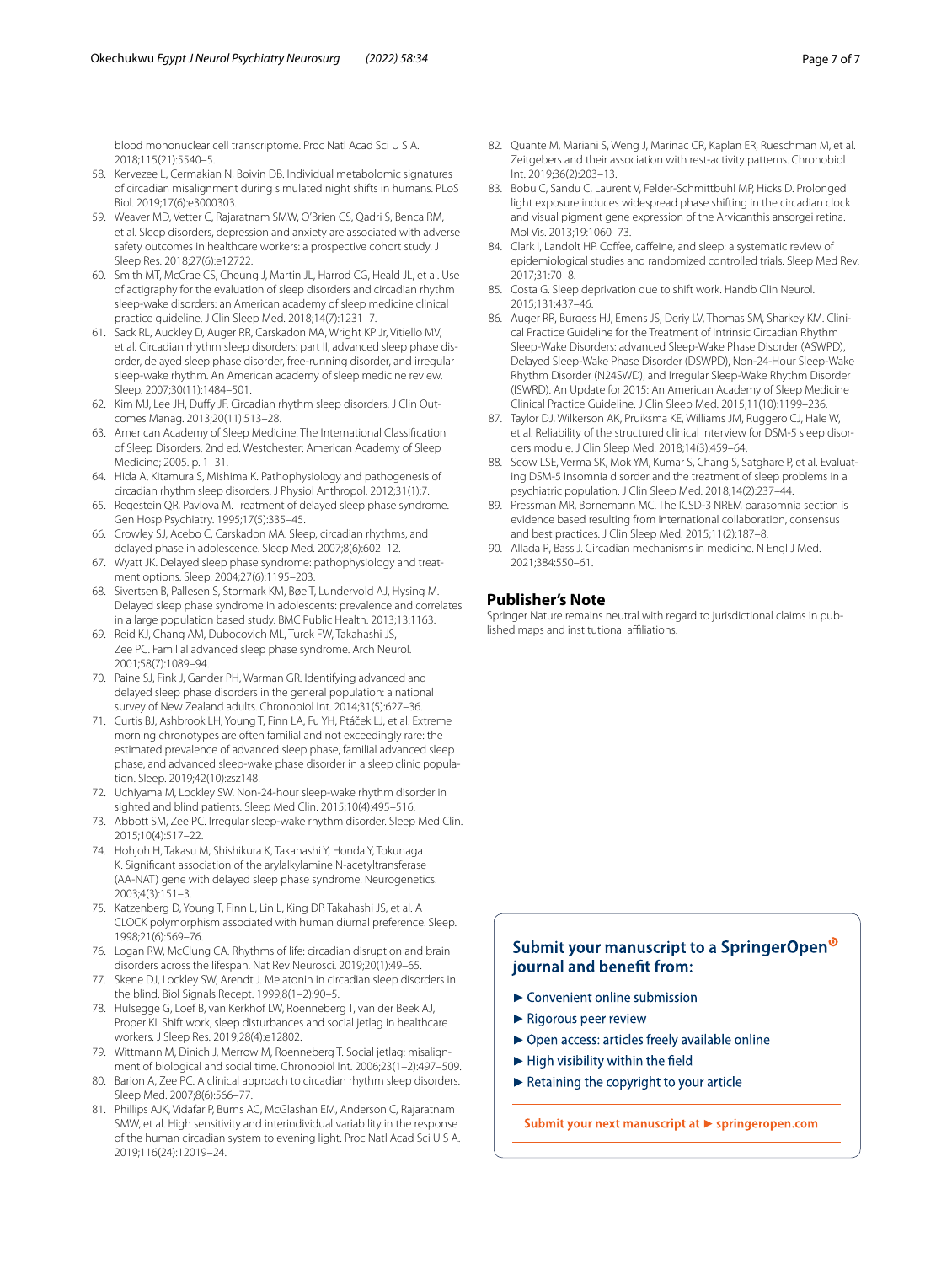blood mononuclear cell transcriptome. Proc Natl Acad Sci U S A. 2018;115(21):5540–5.

58. Kervezee L, Cermakian N, Boivin DB. Individual metabolomic signatures of circadian misalignment during simulated night shifts in humans. PLoS Biol. 2019;17(6):e3000303.
59. Weaver MD, Vetter C, Rajaratnam SMW, O'Brien CS, Qadri S, Benca RM, et al. Sleep disorders, depression and anxiety are associated with adverse safety outcomes in healthcare workers: a prospective cohort study. J Sleep Res. 2018;27(6):e12722.
60. Smith MT, McCrae CS, Cheung J, Martin JL, Harrod CG, Heald JL, et al. Use of actigraphy for the evaluation of sleep disorders and circadian rhythm sleep-wake disorders: an American academy of sleep medicine clinical practice guideline. J Clin Sleep Med. 2018;14(7):1231–7.
61. Sack RL, Auckley D, Auger RR, Carskadon MA, Wright KP Jr, Vitiello MV, et al. Circadian rhythm sleep disorders: part II, advanced sleep phase disorder, delayed sleep phase disorder, free-running disorder, and irregular sleep-wake rhythm. An American academy of sleep medicine review. Sleep. 2007;30(11):1484–501.
62. Kim MJ, Lee JH, Duffy JF. Circadian rhythm sleep disorders. J Clin Outcomes Manag. 2013;20(11):513–28.
63. American Academy of Sleep Medicine. The International Classification of Sleep Disorders. 2nd ed. Westchester: American Academy of Sleep Medicine; 2005. p. 1–31.
64. Hida A, Kitamura S, Mishima K. Pathophysiology and pathogenesis of circadian rhythm sleep disorders. J Physiol Anthropol. 2012;31(1):7.
65. Regestein QR, Pavlova M. Treatment of delayed sleep phase syndrome. Gen Hosp Psychiatry. 1995;17(5):335–45.
66. Crowley SJ, Acebo C, Carskadon MA. Sleep, circadian rhythms, and delayed phase in adolescence. Sleep Med. 2007;8(6):602–12.
67. Wyatt JK. Delayed sleep phase syndrome: pathophysiology and treatment options. Sleep. 2004;27(6):1195–203.
68. Sivertsen B, Pallesen S, Stormark KM, Bøe T, Lundervold AJ, Hysing M. Delayed sleep phase syndrome in adolescents: prevalence and correlates in a large population based study. BMC Public Health. 2013;13:1163.
69. Reid KJ, Chang AM, Dubocovich ML, Turek FW, Takahashi JS, Zee PC. Familial advanced sleep phase syndrome. Arch Neurol. 2001;58(7):1089–94.
70. Paine SJ, Fink J, Gander PH, Warman GR. Identifying advanced and delayed sleep phase disorders in the general population: a national survey of New Zealand adults. Chronobiol Int. 2014;31(5):627–36.
71. Curtis BJ, Ashbrook LH, Young T, Finn LA, Fu YH, Ptáček LJ, et al. Extreme morning chronotypes are often familial and not exceedingly rare: the estimated prevalence of advanced sleep phase, familial advanced sleep phase, and advanced sleep-wake phase disorder in a sleep clinic population. Sleep. 2019;42(10):zsz148.
72. Uchiyama M, Lockley SW. Non-24-hour sleep-wake rhythm disorder in sighted and blind patients. Sleep Med Clin. 2015;10(4):495–516.
73. Abbott SM, Zee PC. Irregular sleep-wake rhythm disorder. Sleep Med Clin. 2015;10(4):517–22.
74. Hohjoh H, Takasu M, Shishikura K, Takahashi Y, Honda Y, Tokunaga K. Significant association of the arylalkylamine N-acetyltransferase (AA-NAT) gene with delayed sleep phase syndrome. Neurogenetics. 2003;4(3):151–3.
75. Katzenberg D, Young T, Finn L, Lin L, King DP, Takahashi JS, et al. A CLOCK polymorphism associated with human diurnal preference. Sleep. 1998;21(6):569–76.
76. Logan RW, McClung CA. Rhythms of life: circadian disruption and brain disorders across the lifespan. Nat Rev Neurosci. 2019;20(1):49–65.
77. Skene DJ, Lockley SW, Arendt J. Melatonin in circadian sleep disorders in the blind. Biol Signals Recept. 1999;8(1–2):90–5.
78. Hulsegge G, Loef B, van Kerkhof LW, Roenneberg T, van der Beek AJ, Proper KI. Shift work, sleep disturbances and social jetlag in healthcare workers. J Sleep Res. 2019;28(4):e12802.
79. Wittmann M, Dinich J, Merrow M, Roenneberg T. Social jetlag: misalignment of biological and social time. Chronobiol Int. 2006;23(1–2):497–509.
80. Barion A, Zee PC. A clinical approach to circadian rhythm sleep disorders. Sleep Med. 2007;8(6):566–77.
81. Phillips AJK, Vidafar P, Burns AC, McGlashan EM, Anderson C, Rajaratnam SMW, et al. High sensitivity and interindividual variability in the response of the human circadian system to evening light. Proc Natl Acad Sci U S A. 2019;116(24):12019–24.
82. Quante M, Mariani S, Weng J, Marinac CR, Kaplan ER, Rueschman M, et al. Zeitgebers and their association with rest-activity patterns. Chronobiol Int. 2019;36(2):203–13.
83. Bobu C, Sandu C, Laurent V, Felder-Schmittbuhl MP, Hicks D. Prolonged light exposure induces widespread phase shifting in the circadian clock and visual pigment gene expression of the Arvicanthis ansorgei retina. Mol Vis. 2013;19:1060–73.
84. Clark I, Landolt HP. Coffee, caffeine, and sleep: a systematic review of epidemiological studies and randomized controlled trials. Sleep Med Rev. 2017;31:70–8.
85. Costa G. Sleep deprivation due to shift work. Handb Clin Neurol. 2015;131:437–46.
86. Auger RR, Burgess HJ, Emens JS, Deriy LV, Thomas SM, Sharkey KM. Clinical Practice Guideline for the Treatment of Intrinsic Circadian Rhythm Sleep-Wake Disorders: advanced Sleep-Wake Phase Disorder (ASWPD), Delayed Sleep-Wake Phase Disorder (DSWPD), Non-24-Hour Sleep-Wake Rhythm Disorder (N24SWD), and Irregular Sleep-Wake Rhythm Disorder (ISWRD). An Update for 2015: An American Academy of Sleep Medicine Clinical Practice Guideline. J Clin Sleep Med. 2015;11(10):1199–236.
87. Taylor DJ, Wilkerson AK, Pruiksma KE, Williams JM, Ruggero CJ, Hale W, et al. Reliability of the structured clinical interview for DSM-5 sleep disorders module. J Clin Sleep Med. 2018;14(3):459–64.
88. Seow LSE, Verma SK, Mok YM, Kumar S, Chang S, Satghare P, et al. Evaluating DSM-5 insomnia disorder and the treatment of sleep problems in a psychiatric population. J Clin Sleep Med. 2018;14(2):237–44.
89. Pressman MR, Bornemann MC. The ICSD-3 NREM parasomnia section is evidence based resulting from international collaboration, consensus and best practices. J Clin Sleep Med. 2015;11(2):187–8.
90. Allada R, Bass J. Circadian mechanisms in medicine. N Engl J Med. 2021;384:550–61.

## Publisher's Note

Springer Nature remains neutral with regard to jurisdictional claims in published maps and institutional affiliations.